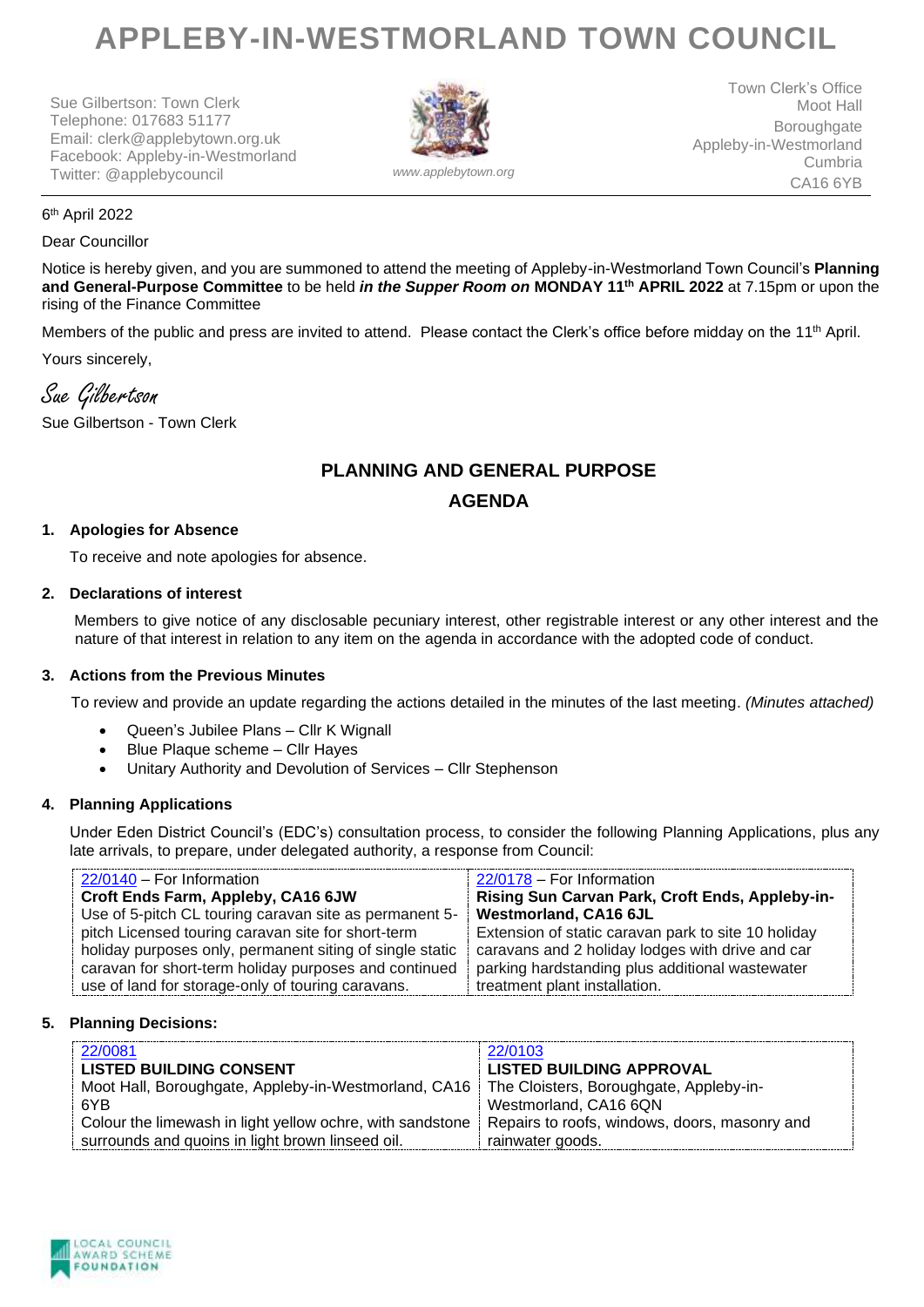# APPLEBY-IN-WESTMORLAND TOWN COUNCIL

Sue Gilbertson: Town Clerk
Telephone: 017683 51177
Email: clerk@applebytown.org.uk
Facebook: Appleby-in-Westmorland
Twitter: @applebycouncil

*www.applebytown.org*

Town Clerk's Office
Moot Hall
Boroughgate
Appleby-in-Westmorland
Cumbria
CA16 6YB

6th April 2022

Dear Councillor

Notice is hereby given, and you are summoned to attend the meeting of Appleby-in-Westmorland Town Council's **Planning and General-Purpose Committee** to be held ***in the Supper Room on*** **MONDAY 11th APRIL 2022** at 7.15pm or upon the rising of the Finance Committee

Members of the public and press are invited to attend. Please contact the Clerk's office before midday on the 11th April.

Yours sincerely,

Sue Gilbertson

Sue Gilbertson - Town Clerk

## PLANNING AND GENERAL PURPOSE AGENDA

### 1. Apologies for Absence

To receive and note apologies for absence.

### 2. Declarations of interest

Members to give notice of any disclosable pecuniary interest, other registrable interest or any other interest and the nature of that interest in relation to any item on the agenda in accordance with the adopted code of conduct.

### 3. Actions from the Previous Minutes

To review and provide an update regarding the actions detailed in the minutes of the last meeting. *(Minutes attached)*

- Queen's Jubilee Plans – Cllr K Wignall
- Blue Plaque scheme – Cllr Hayes
- Unitary Authority and Devolution of Services – Cllr Stephenson

### 4. Planning Applications

Under Eden District Council's (EDC's) consultation process, to consider the following Planning Applications, plus any late arrivals, to prepare, under delegated authority, a response from Council:

| 22/0140 – For Information | 22/0178 – For Information |
|---|---|
| **Croft Ends Farm, Appleby, CA16 6JW** | **Rising Sun Carvan Park, Croft Ends, Appleby-in-Westmorland, CA16 6JL** |
| Use of 5-pitch CL touring caravan site as permanent 5-pitch Licensed touring caravan site for short-term holiday purposes only, permanent siting of single static caravan for short-term holiday purposes and continued use of land for storage-only of touring caravans. | Extension of static caravan park to site 10 holiday caravans and 2 holiday lodges with drive and car parking hardstanding plus additional wastewater treatment plant installation. |

### 5. Planning Decisions:

| 22/0081 | 22/0103 |
|---|---|
| **LISTED BUILDING CONSENT** | **LISTED BUILDING APPROVAL** |
| Moot Hall, Boroughgate, Appleby-in-Westmorland, CA16 6YB | The Cloisters, Boroughgate, Appleby-in-Westmorland, CA16 6QN |
| Colour the limewash in light yellow ochre, with sandstone surrounds and quoins in light brown linseed oil. | Repairs to roofs, windows, doors, masonry and rainwater goods. |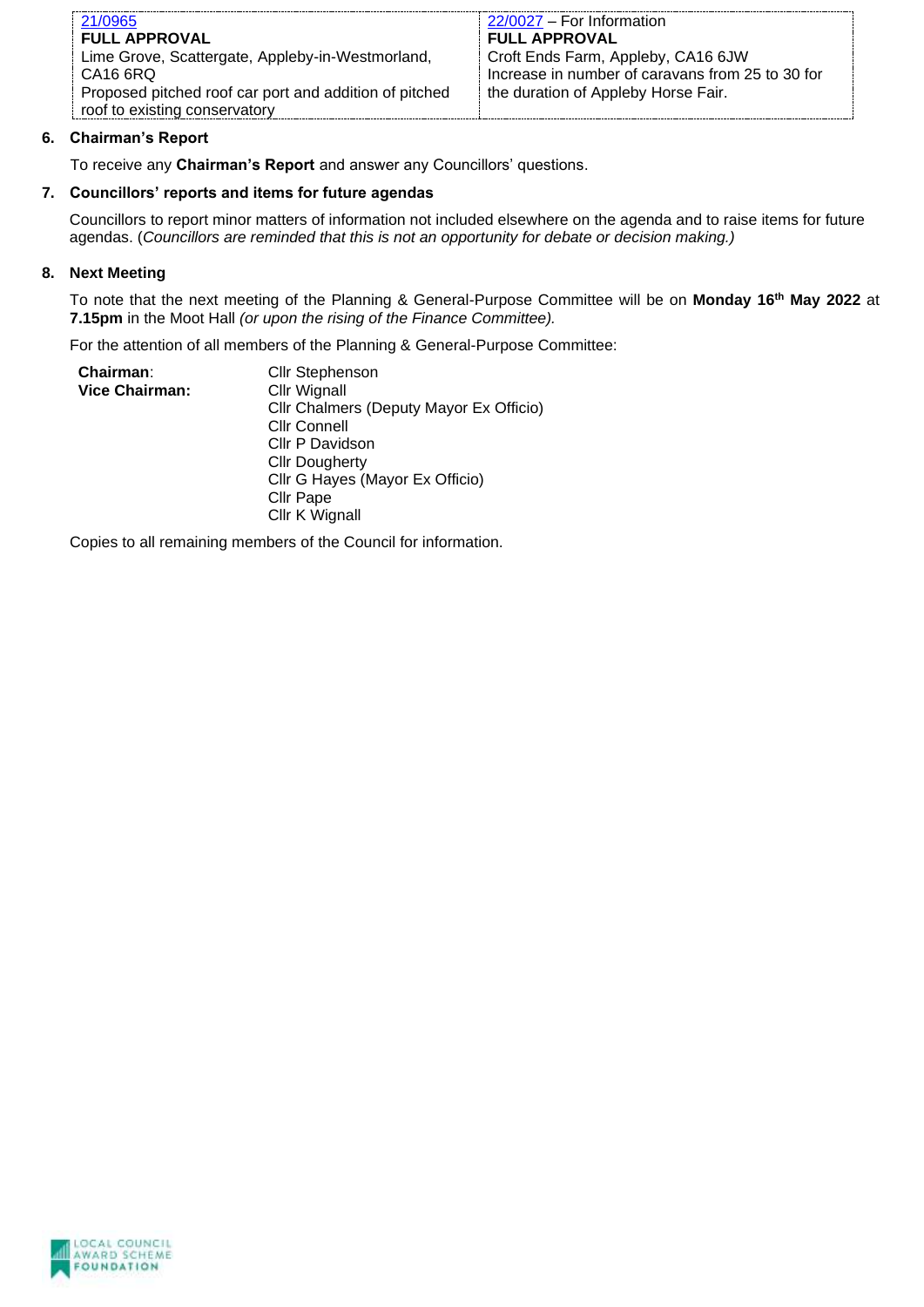| | |
|---|---|
| 21/0965<br>**FULL APPROVAL**<br>Lime Grove, Scattergate, Appleby-in-Westmorland, CA16 6RQ<br>Proposed pitched roof car port and addition of pitched roof to existing conservatory | 22/0027 – For Information<br>**FULL APPROVAL**<br>Croft Ends Farm, Appleby, CA16 6JW<br>Increase in number of caravans from 25 to 30 for the duration of Appleby Horse Fair. |

### 6. Chairman's Report

To receive any **Chairman's Report** and answer any Councillors' questions.

### 7. Councillors' reports and items for future agendas

Councillors to report minor matters of information not included elsewhere on the agenda and to raise items for future agendas. (*Councillors are reminded that this is not an opportunity for debate or decision making.)*

### 8. Next Meeting

To note that the next meeting of the Planning & General-Purpose Committee will be on **Monday 16th May 2022** at **7.15pm** in the Moot Hall *(or upon the rising of the Finance Committee).*

For the attention of all members of the Planning & General-Purpose Committee:

| | |
|---|---|
| **Chairman**: | Cllr Stephenson |
| **Vice Chairman:** | Cllr Wignall |
| | Cllr Chalmers (Deputy Mayor Ex Officio) |
| | Cllr Connell |
| | Cllr P Davidson |
| | Cllr Dougherty |
| | Cllr G Hayes (Mayor Ex Officio) |
| | Cllr Pape |
| | Cllr K Wignall |

Copies to all remaining members of the Council for information.

LOCAL COUNCIL AWARD SCHEME FOUNDATION